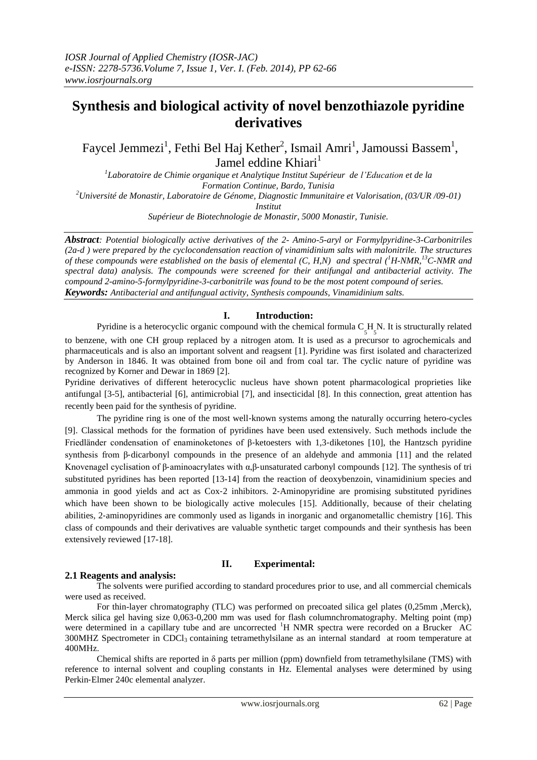# Synthesis and biological activity of novel benzothiazole pyridine derivatives

Faycel Jemmezi[1], Fethi Bel Haj Kether[2], Ismail Amri[1], Jamoussi Bassem[1], Jamel eddine Khiari[1]

[1]Laboratoire de Chimie organique et Analytique Institut Supérieur de l'Education et de la Formation Continue, Bardo, Tunisia

[2]Université de Monastir, Laboratoire de Génome, Diagnostic Immunitaire et Valorisation, (03/UR /09-01) Institut Supérieur de Biotechnologie de Monastir, 5000 Monastir, Tunisie.

***Abstract**: Potential biologically active derivatives of the 2- Amino-5-aryl or Formylpyridine-3-Carbonitriles (2a-d ) were prepared by the cyclocondensation reaction of vinamidinium salts with malonitrile. The structures of these compounds were established on the basis of elemental (C, H,N) and spectral ($^{1}$H-NMR,$^{13}$C-NMR and spectral data) analysis. The compounds were screened for their antifungal and antibacterial activity. The compound 2-amino-5-formylpyridine-3-carbonitrile was found to be the most potent compound of series.*

***Keywords:** Antibacterial and antifungal activity, Synthesis compounds, Vinamidinium salts.*

## I. Introduction:

Pyridine is a heterocyclic organic compound with the chemical formula $C_5H_5N$. It is structurally related to benzene, with one CH group replaced by a nitrogen atom. It is used as a precursor to agrochemicals and pharmaceuticals and is also an important solvent and reagsent [1]. Pyridine was first isolated and characterized by Anderson in 1846. It was obtained from bone oil and from coal tar. The cyclic nature of pyridine was recognized by Korner and Dewar in 1869 [2].

Pyridine derivatives of different heterocyclic nucleus have shown potent pharmacological proprieties like antifungal [3-5], antibacterial [6], antimicrobial [7], and insecticidal [8]. In this connection, great attention has recently been paid for the synthesis of pyridine.

The pyridine ring is one of the most well-known systems among the naturally occurring hetero-cycles [9]. Classical methods for the formation of pyridines have been used extensively. Such methods include the Friedländer condensation of enaminoketones of β-ketoesters with 1,3-diketones [10], the Hantzsch pyridine synthesis from β-dicarbonyl compounds in the presence of an aldehyde and ammonia [11] and the related Knovenagel cyclisation of β-aminoacrylates with α,β-unsaturated carbonyl compounds [12]. The synthesis of tri substituted pyridines has been reported [13-14] from the reaction of deoxybenzoin, vinamidinium species and ammonia in good yields and act as Cox-2 inhibitors. 2-Aminopyridine are promising substituted pyridines which have been shown to be biologically active molecules [15]. Additionally, because of their chelating abilities, 2-aminopyridines are commonly used as ligands in inorganic and organometallic chemistry [16]. This class of compounds and their derivatives are valuable synthetic target compounds and their synthesis has been extensively reviewed [17-18].

## II. Experimental:

### 2.1 Reagents and analysis:

The solvents were purified according to standard procedures prior to use, and all commercial chemicals were used as received.

For thin-layer chromatography (TLC) was performed on precoated silica gel plates (0,25mm ,Merck), Merck silica gel having size 0,063-0,200 mm was used for flash columnchromatography. Melting point (mp) were determined in a capillary tube and are uncorrected $^{1}$H NMR spectra were recorded on a Brucker AC 300MHZ Spectrometer in $CDCl_3$ containing tetramethylsilane as an internal standard at room temperature at 400MHz.

Chemical shifts are reported in δ parts per million (ppm) downfield from tetramethylsilane (TMS) with reference to internal solvent and coupling constants in Hz. Elemental analyses were determined by using Perkin-Elmer 240c elemental analyzer.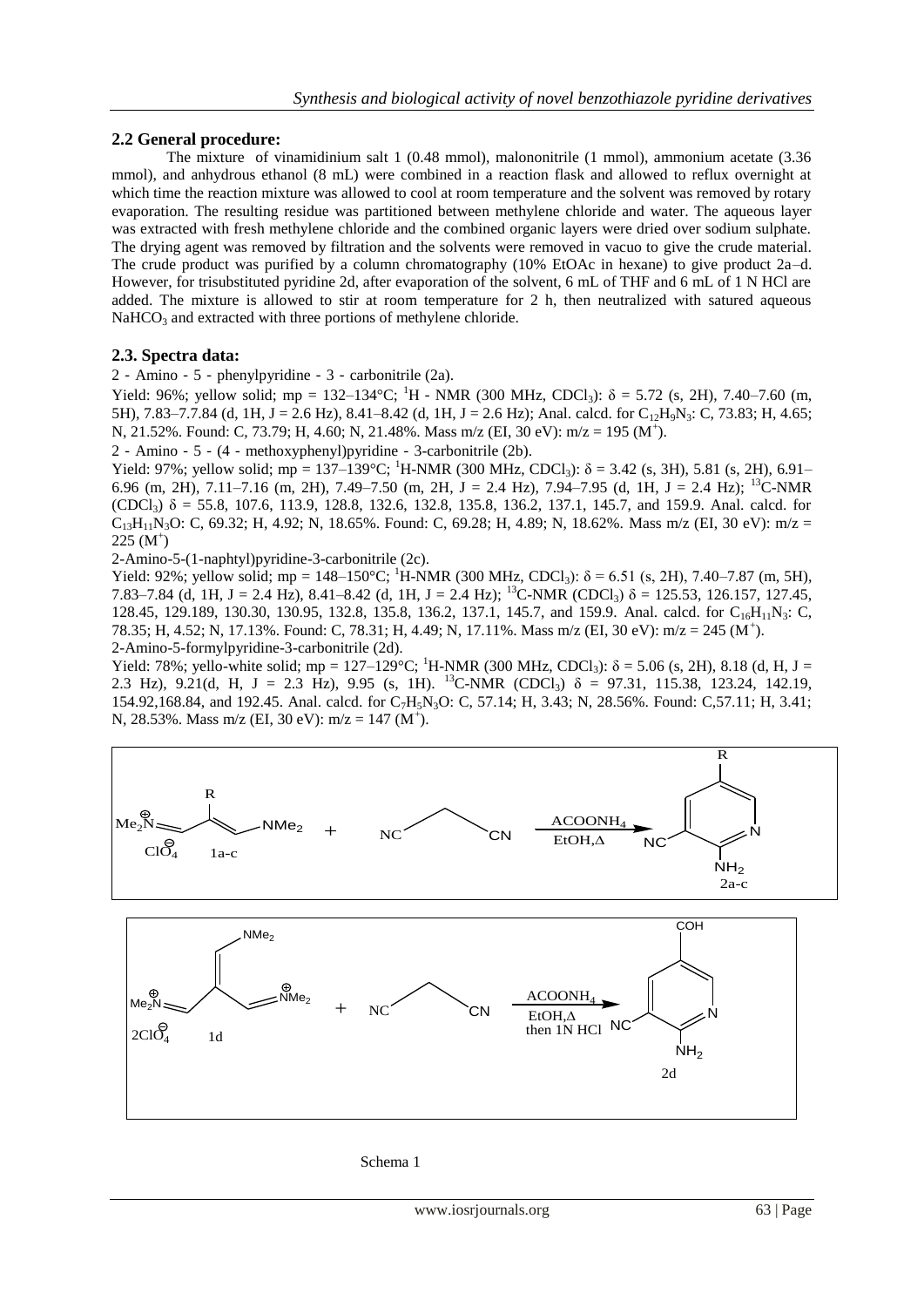## 2.2 General procedure:

The mixture of vinamidinium salt 1 (0.48 mmol), malononitrile (1 mmol), ammonium acetate (3.36 mmol), and anhydrous ethanol (8 mL) were combined in a reaction flask and allowed to reflux overnight at which time the reaction mixture was allowed to cool at room temperature and the solvent was removed by rotary evaporation. The resulting residue was partitioned between methylene chloride and water. The aqueous layer was extracted with fresh methylene chloride and the combined organic layers were dried over sodium sulphate. The drying agent was removed by filtration and the solvents were removed in vacuo to give the crude material. The crude product was purified by a column chromatography (10% EtOAc in hexane) to give product 2a–d. However, for trisubstituted pyridine 2d, after evaporation of the solvent, 6 mL of THF and 6 mL of 1 N HCl are added. The mixture is allowed to stir at room temperature for 2 h, then neutralized with satured aqueous $NaHCO_3$ and extracted with three portions of methylene chloride.

## 2.3. Spectra data:

2 - Amino - 5 - phenylpyridine - 3 - carbonitrile (2a).

Yield: 96%; yellow solid; mp = 132–134°C; $^1H$ - NMR (300 MHz, $CDCl_3$): δ = 5.72 (s, 2H), 7.40–7.60 (m, 5H), 7.83–7.7.84 (d, 1H, J = 2.6 Hz), 8.41–8.42 (d, 1H, J = 2.6 Hz); Anal. calcd. for $C_{12}H_9N_3$: C, 73.83; H, 4.65; N, 21.52%. Found: C, 73.79; H, 4.60; N, 21.48%. Mass m/z (EI, 30 eV): m/z = 195 ($M^+$).

2 - Amino - 5 - (4 - methoxyphenyl)pyridine - 3-carbonitrile (2b).

Yield: 97%; yellow solid; mp = 137–139°C; $^1H$-NMR (300 MHz, $CDCl_3$): δ = 3.42 (s, 3H), 5.81 (s, 2H), 6.91–6.96 (m, 2H), 7.11–7.16 (m, 2H), 7.49–7.50 (m, 2H, J = 2.4 Hz), 7.94–7.95 (d, 1H, J = 2.4 Hz); $^{13}C$-NMR ($CDCl_3$) δ = 55.8, 107.6, 113.9, 128.8, 132.6, 132.8, 135.8, 136.2, 137.1, 145.7, and 159.9. Anal. calcd. for $C_{13}H_{11}N_3O$: C, 69.32; H, 4.92; N, 18.65%. Found: C, 69.28; H, 4.89; N, 18.62%. Mass m/z (EI, 30 eV): m/z = 225 ($M^+$)

2-Amino-5-(1-naphtyl)pyridine-3-carbonitrile (2c).

Yield: 92%; yellow solid; mp = 148–150°C; $^1H$-NMR (300 MHz, $CDCl_3$): δ = 6.51 (s, 2H), 7.40–7.87 (m, 5H), 7.83–7.84 (d, 1H, J = 2.4 Hz), 8.41–8.42 (d, 1H, J = 2.4 Hz); $^{13}C$-NMR ($CDCl_3$) δ = 125.53, 126.157, 127.45, 128.45, 129.189, 130.30, 130.95, 132.8, 135.8, 136.2, 137.1, 145.7, and 159.9. Anal. calcd. for $C_{16}H_{11}N_3$: C, 78.35; H, 4.52; N, 17.13%. Found: C, 78.31; H, 4.49; N, 17.11%. Mass m/z (EI, 30 eV): m/z = 245 ($M^+$).

2-Amino-5-formylpyridine-3-carbonitrile (2d).

Yield: 78%; yello-white solid; mp = 127–129°C; $^1H$-NMR (300 MHz, $CDCl_3$): δ = 5.06 (s, 2H), 8.18 (d, H, J = 2.3 Hz), 9.21(d, H, J = 2.3 Hz), 9.95 (s, 1H). $^{13}C$-NMR ($CDCl_3$) δ = 97.31, 115.38, 123.24, 142.19, 154.92,168.84, and 192.45. Anal. calcd. for $C_7H_5N_3O$: C, 57.14; H, 3.43; N, 28.56%. Found: C,57.11; H, 3.41; N, 28.53%. Mass m/z (EI, 30 eV): m/z = 147 ($M^+$).

Schema 1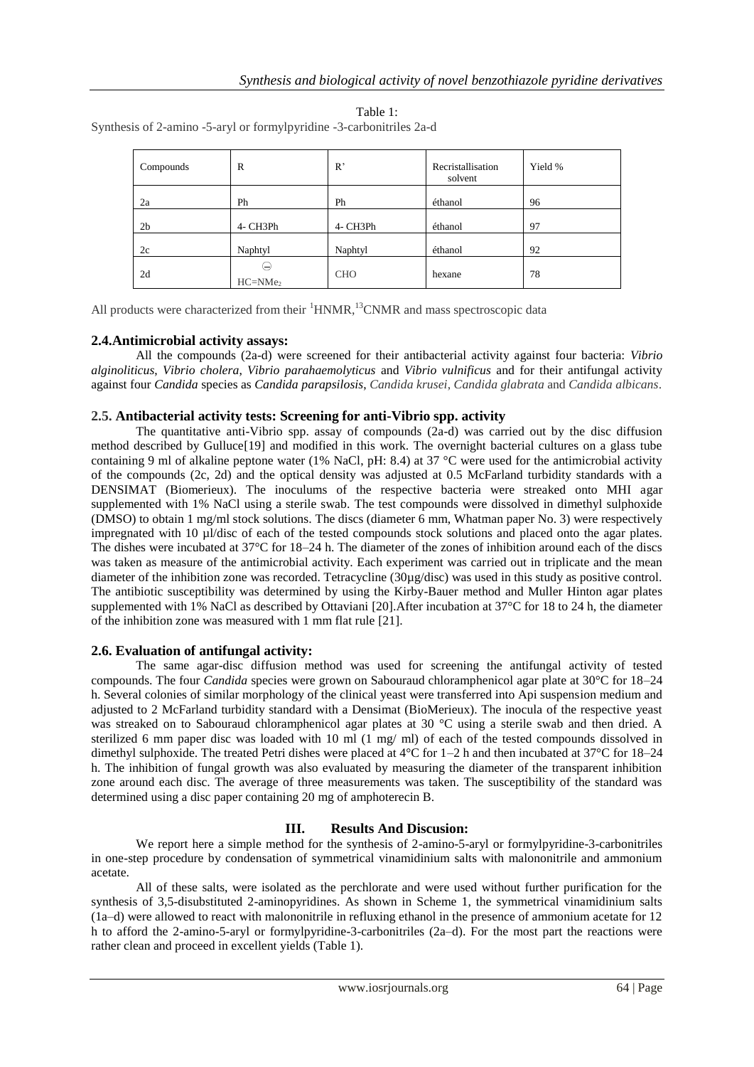Table 1:
Synthesis of 2-amino -5-aryl or formylpyridine -3-carbonitriles 2a-d

| Compounds | R | R' | Recristallisation solvent | Yield % |
|---|---|---|---|---|
| 2a | Ph | Ph | éthanol | 96 |
| 2b | 4- CH3Ph | 4- CH3Ph | éthanol | 97 |
| 2c | Naphtyl | Naphtyl | éthanol | 92 |
| 2d | $\ominus$ $HC{=}NMe_2$ | CHO | hexane | 78 |

All products were characterized from their [1]HNMR,[13]CNMR and mass spectroscopic data

## 2.4.Antimicrobial activity assays:

All the compounds (2a-d) were screened for their antibacterial activity against four bacteria: *Vibrio alginoliticus*, *Vibrio cholera*, *Vibrio parahaemolyticus* and *Vibrio vulnificus* and for their antifungal activity against four *Candida* species as *Candida parapsilosis*, *Candida krusei*, *Candida glabrata* and *Candida albicans*.

## 2.5. Antibacterial activity tests: Screening for anti-Vibrio spp. activity

The quantitative anti-Vibrio spp. assay of compounds (2a-d) was carried out by the disc diffusion method described by Gulluce[19] and modified in this work. The overnight bacterial cultures on a glass tube containing 9 ml of alkaline peptone water (1% NaCl, pH: 8.4) at 37 °C were used for the antimicrobial activity of the compounds (2c, 2d) and the optical density was adjusted at 0.5 McFarland turbidity standards with a DENSIMAT (Biomerieux). The inoculums of the respective bacteria were streaked onto MHI agar supplemented with 1% NaCl using a sterile swab. The test compounds were dissolved in dimethyl sulphoxide (DMSO) to obtain 1 mg/ml stock solutions. The discs (diameter 6 mm, Whatman paper No. 3) were respectively impregnated with 10 µl/disc of each of the tested compounds stock solutions and placed onto the agar plates. The dishes were incubated at 37°C for 18–24 h. The diameter of the zones of inhibition around each of the discs was taken as measure of the antimicrobial activity. Each experiment was carried out in triplicate and the mean diameter of the inhibition zone was recorded. Tetracycline (30µg/disc) was used in this study as positive control. The antibiotic susceptibility was determined by using the Kirby-Bauer method and Muller Hinton agar plates supplemented with 1% NaCl as described by Ottaviani [20].After incubation at 37°C for 18 to 24 h, the diameter of the inhibition zone was measured with 1 mm flat rule [21].

## 2.6. Evaluation of antifungal activity:

The same agar-disc diffusion method was used for screening the antifungal activity of tested compounds. The four *Candida* species were grown on Sabouraud chloramphenicol agar plate at 30°C for 18–24 h. Several colonies of similar morphology of the clinical yeast were transferred into Api suspension medium and adjusted to 2 McFarland turbidity standard with a Densimat (BioMerieux). The inocula of the respective yeast was streaked on to Sabouraud chloramphenicol agar plates at 30 °C using a sterile swab and then dried. A sterilized 6 mm paper disc was loaded with 10 ml (1 mg/ ml) of each of the tested compounds dissolved in dimethyl sulphoxide. The treated Petri dishes were placed at 4°C for 1–2 h and then incubated at 37°C for 18–24 h. The inhibition of fungal growth was also evaluated by measuring the diameter of the transparent inhibition zone around each disc. The average of three measurements was taken. The susceptibility of the standard was determined using a disc paper containing 20 mg of amphoterecin B.

# III. Results And Discusion:

We report here a simple method for the synthesis of 2-amino-5-aryl or formylpyridine-3-carbonitriles in one-step procedure by condensation of symmetrical vinamidinium salts with malononitrile and ammonium acetate.

All of these salts, were isolated as the perchlorate and were used without further purification for the synthesis of 3,5-disubstituted 2-aminopyridines. As shown in Scheme 1, the symmetrical vinamidinium salts (1a–d) were allowed to react with malononitrile in refluxing ethanol in the presence of ammonium acetate for 12 h to afford the 2-amino-5-aryl or formylpyridine-3-carbonitriles (2a–d). For the most part the reactions were rather clean and proceed in excellent yields (Table 1).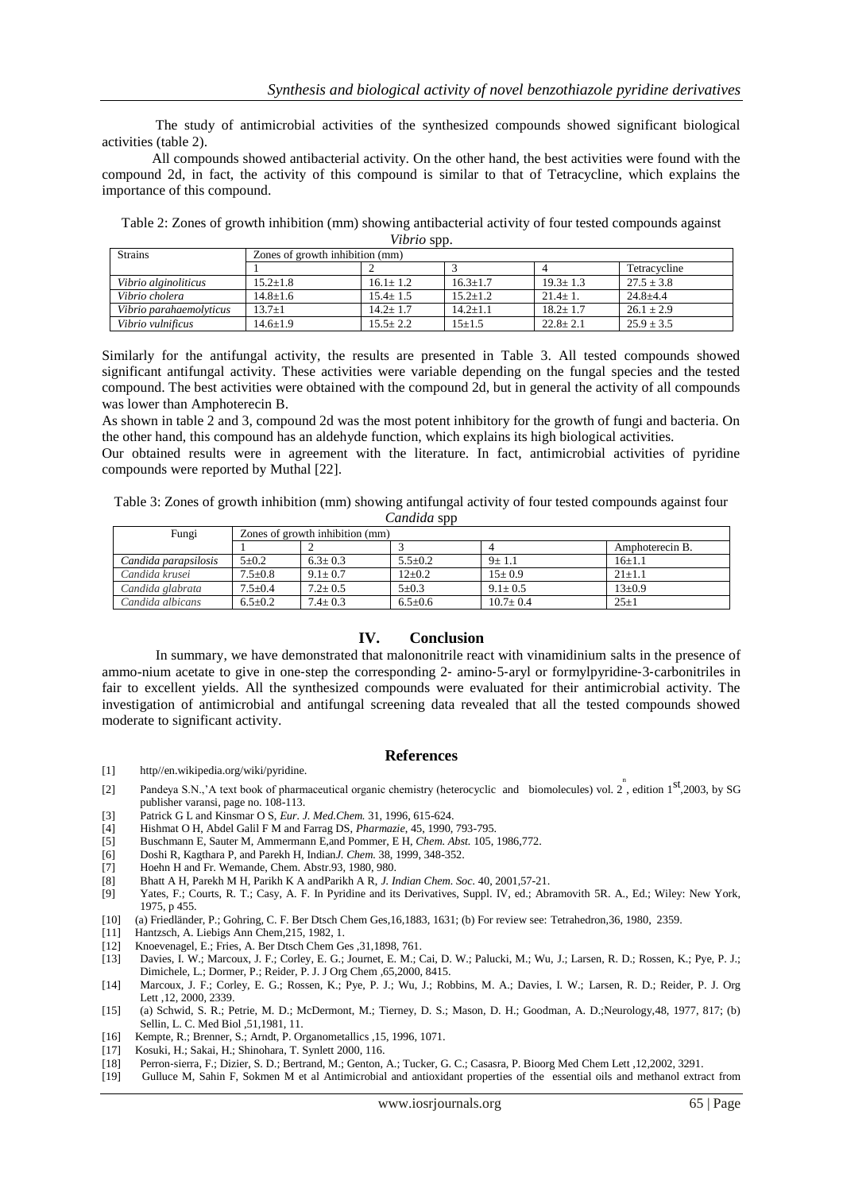The study of antimicrobial activities of the synthesized compounds showed significant biological activities (table 2).

All compounds showed antibacterial activity. On the other hand, the best activities were found with the compound 2d, in fact, the activity of this compound is similar to that of Tetracycline, which explains the importance of this compound.

Table 2: Zones of growth inhibition (mm) showing antibacterial activity of four tested compounds against *Vibrio* spp.

| Strains | Zones of growth inhibition (mm) | | | | |
|---|---|---|---|---|---|
| | 1 | 2 | 3 | 4 | Tetracycline |
| *Vibrio alginoliticus* | 15.2±1.8 | 16.1± 1.2 | 16.3±1.7 | 19.3± 1.3 | 27.5 ± 3.8 |
| *Vibrio cholera* | 14.8±1.6 | 15.4± 1.5 | 15.2±1.2 | 21.4± 1. | 24.8±4.4 |
| *Vibrio parahaemolyticus* | 13.7±1 | 14.2± 1.7 | 14.2±1.1 | 18.2± 1.7 | 26.1 ± 2.9 |
| *Vibrio vulnificus* | 14.6±1.9 | 15.5± 2.2 | 15±1.5 | 22.8± 2.1 | 25.9 ± 3.5 |

Similarly for the antifungal activity, the results are presented in Table 3. All tested compounds showed significant antifungal activity. These activities were variable depending on the fungal species and the tested compound. The best activities were obtained with the compound 2d, but in general the activity of all compounds was lower than Amphoterecin B.

As shown in table 2 and 3, compound 2d was the most potent inhibitory for the growth of fungi and bacteria. On the other hand, this compound has an aldehyde function, which explains its high biological activities.

Our obtained results were in agreement with the literature. In fact, antimicrobial activities of pyridine compounds were reported by Muthal [22].

Table 3: Zones of growth inhibition (mm) showing antifungal activity of four tested compounds against four *Candida* spp

| Fungi | Zones of growth inhibition (mm) | | | | |
|---|---|---|---|---|---|
| | 1 | 2 | 3 | 4 | Amphoterecin B. |
| *Candida parapsilosis* | 5±0.2 | 6.3± 0.3 | 5.5±0.2 | 9± 1.1 | 16±1.1 |
| *Candida krusei* | 7.5±0.8 | 9.1± 0.7 | 12±0.2 | 15± 0.9 | 21±1.1 |
| *Candida glabrata* | 7.5±0.4 | 7.2± 0.5 | 5±0.3 | 9.1± 0.5 | 13±0.9 |
| *Candida albicans* | 6.5±0.2 | 7.4± 0.3 | 6.5±0.6 | 10.7± 0.4 | 25±1 |

## IV. Conclusion

In summary, we have demonstrated that malononitrile react with vinamidinium salts in the presence of ammo-nium acetate to give in one-step the corresponding 2- amino-5-aryl or formylpyridine-3-carbonitriles in fair to excellent yields. All the synthesized compounds were evaluated for their antimicrobial activity. The investigation of antimicrobial and antifungal screening data revealed that all the tested compounds showed moderate to significant activity.

## References

[1] http//en.wikipedia.org/wiki/pyridine.

[2] Pandeya S.N.,'A text book of pharmaceutical organic chemistry (heterocyclic and biomolecules) vol. 2[n], edition 1[st],2003, by SG publisher varansi, page no. 108-113.

[3] Patrick G L and Kinsmar O S, *Eur. J. Med.Chem.* 31, 1996, 615-624.

[4] Hishmat O H, Abdel Galil F M and Farrag DS, *Pharmazie*, 45, 1990, 793-795.

[5] Buschmann E, Sauter M, Ammermann E,and Pommer, E H, *Chem. Abst.* 105, 1986,772.

[6] Doshi R, Kagthara P, and Parekh H, Indian*J. Chem.* 38, 1999, 348-352.

[7] Hoehn H and Fr. Wemande, Chem. Abstr.93, 1980, 980.

[8] Bhatt A H, Parekh M H, Parikh K A andParikh A R, *J. Indian Chem. Soc*. 40, 2001,57-21.

[9] Yates, F.; Courts, R. T.; Casy, A. F. In Pyridine and its Derivatives, Suppl. IV, ed.; Abramovith 5R. A., Ed.; Wiley: New York, 1975, p 455.

[10] (a) Friedländer, P.; Gohring, C. F. Ber Dtsch Chem Ges,16,1883, 1631; (b) For review see: Tetrahedron,36, 1980, 2359.

[11] Hantzsch, A. Liebigs Ann Chem,215, 1982, 1.

[12] Knoevenagel, E.; Fries, A. Ber Dtsch Chem Ges ,31,1898, 761.

[13] Davies, I. W.; Marcoux, J. F.; Corley, E. G.; Journet, E. M.; Cai, D. W.; Palucki, M.; Wu, J.; Larsen, R. D.; Rossen, K.; Pye, P. J.; Dimichele, L.; Dormer, P.; Reider, P. J. J Org Chem ,65,2000, 8415.

[14] Marcoux, J. F.; Corley, E. G.; Rossen, K.; Pye, P. J.; Wu, J.; Robbins, M. A.; Davies, I. W.; Larsen, R. D.; Reider, P. J. Org Lett ,12, 2000, 2339.

[15] (a) Schwid, S. R.; Petrie, M. D.; McDermont, M.; Tierney, D. S.; Mason, D. H.; Goodman, A. D.;Neurology,48, 1977, 817; (b) Sellin, L. C. Med Biol ,51,1981, 11.

[16] Kempte, R.; Brenner, S.; Arndt, P. Organometallics ,15, 1996, 1071.

[17] Kosuki, H.; Sakai, H.; Shinohara, T. Synlett 2000, 116.

[18] Perron-sierra, F.; Dizier, S. D.; Bertrand, M.; Genton, A.; Tucker, G. C.; Casasra, P. Bioorg Med Chem Lett ,12,2002, 3291.

[19] Gulluce M, Sahin F, Sokmen M et al Antimicrobial and antioxidant properties of the essential oils and methanol extract from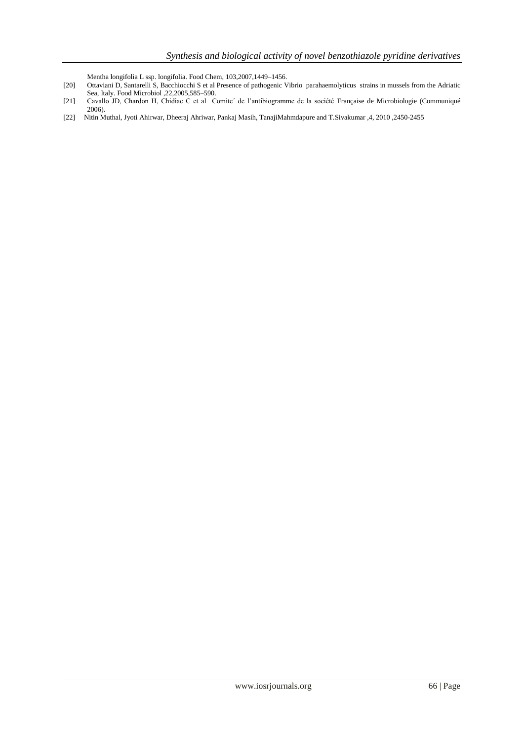Mentha longifolia L ssp. longifolia. Food Chem, 103,2007,1449–1456.

[20] Ottaviani D, Santarelli S, Bacchiocchi S et al Presence of pathogenic Vibrio parahaemolyticus strains in mussels from the Adriatic Sea, Italy. Food Microbiol ,22,2005,585–590.

[21] Cavallo JD, Chardon H, Chidiac C et al Comite´ de l'antibiogramme de la société Française de Microbiologie (Communiqué 2006).

[22] Nitin Muthal, Jyoti Ahirwar, Dheeraj Ahriwar, Pankaj Masih, TanajiMahmdapure and T.Sivakumar ,4, 2010 ,2450-2455